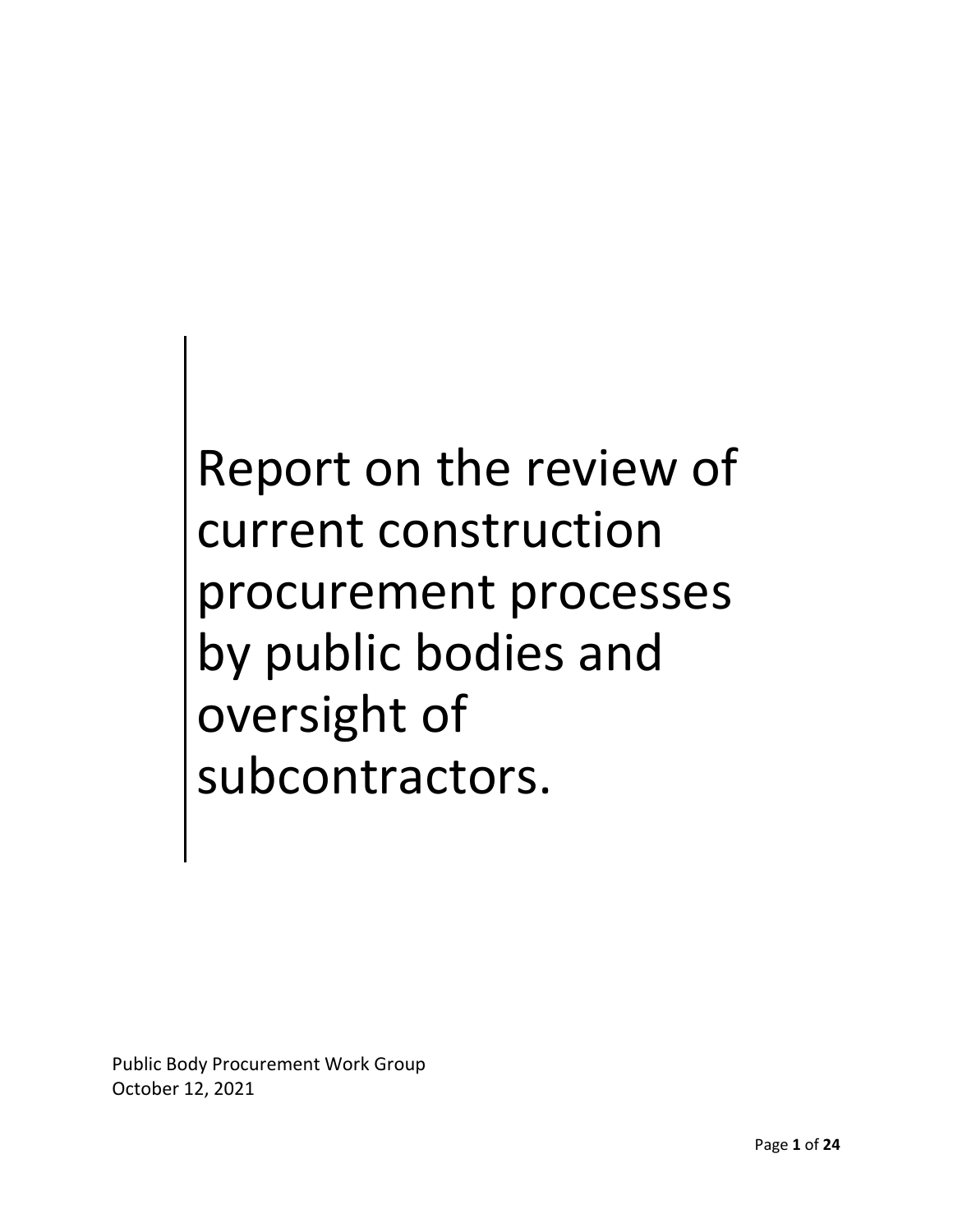# Report on the review of current construction procurement processes by public bodies and oversight of subcontractors.

Public Body Procurement Work Group
October 12, 2021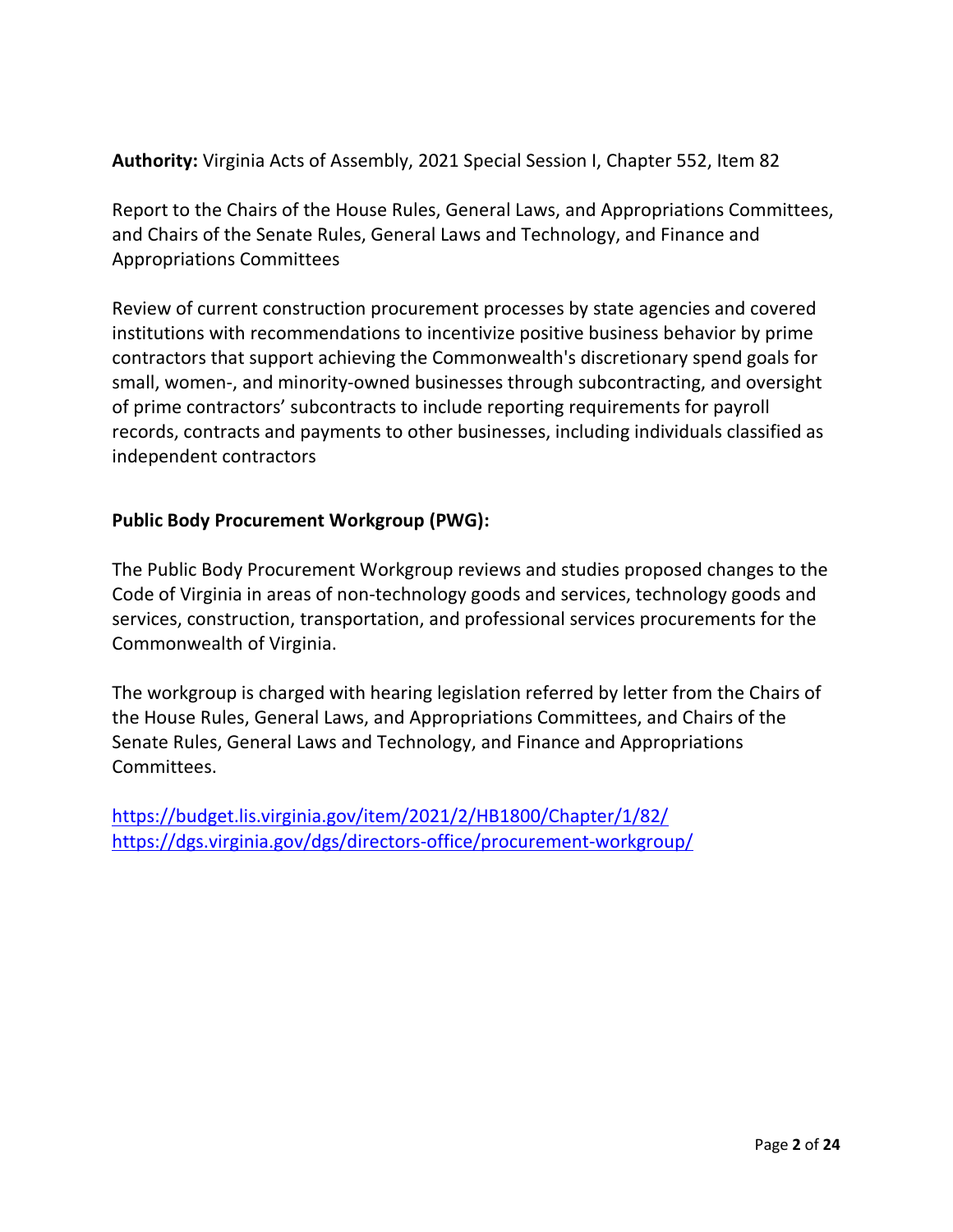**Authority:** Virginia Acts of Assembly, 2021 Special Session I, Chapter 552, Item 82

Report to the Chairs of the House Rules, General Laws, and Appropriations Committees, and Chairs of the Senate Rules, General Laws and Technology, and Finance and Appropriations Committees

Review of current construction procurement processes by state agencies and covered institutions with recommendations to incentivize positive business behavior by prime contractors that support achieving the Commonwealth's discretionary spend goals for small, women-, and minority-owned businesses through subcontracting, and oversight of prime contractors' subcontracts to include reporting requirements for payroll records, contracts and payments to other businesses, including individuals classified as independent contractors

**Public Body Procurement Workgroup (PWG):**

The Public Body Procurement Workgroup reviews and studies proposed changes to the Code of Virginia in areas of non-technology goods and services, technology goods and services, construction, transportation, and professional services procurements for the Commonwealth of Virginia.

The workgroup is charged with hearing legislation referred by letter from the Chairs of the House Rules, General Laws, and Appropriations Committees, and Chairs of the Senate Rules, General Laws and Technology, and Finance and Appropriations Committees.

https://budget.lis.virginia.gov/item/2021/2/HB1800/Chapter/1/82/
https://dgs.virginia.gov/dgs/directors-office/procurement-workgroup/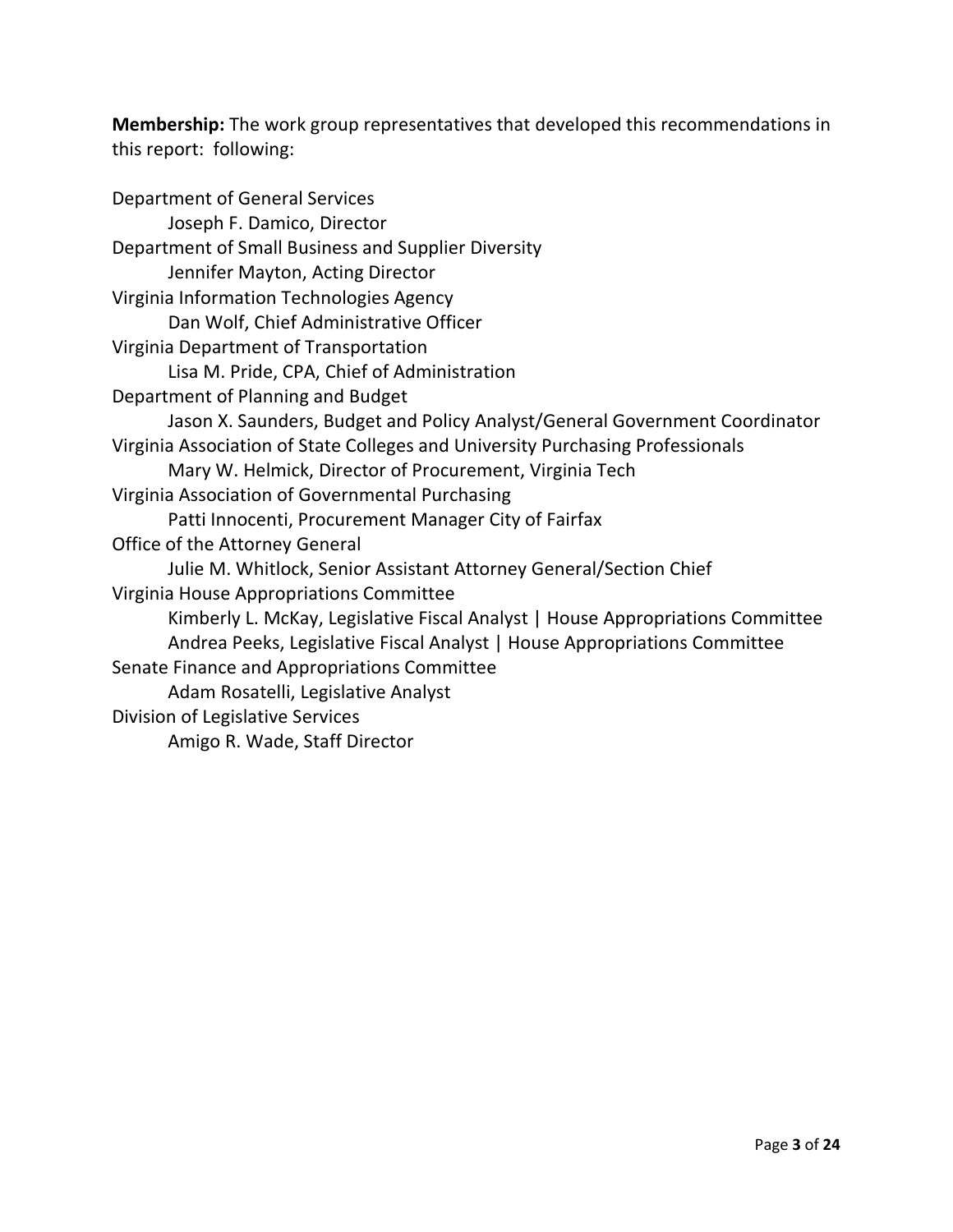**Membership:** The work group representatives that developed this recommendations in this report: following:

Department of General Services
Joseph F. Damico, Director

Department of Small Business and Supplier Diversity
Jennifer Mayton, Acting Director

Virginia Information Technologies Agency
Dan Wolf, Chief Administrative Officer

Virginia Department of Transportation
Lisa M. Pride, CPA, Chief of Administration

Department of Planning and Budget
Jason X. Saunders, Budget and Policy Analyst/General Government Coordinator

Virginia Association of State Colleges and University Purchasing Professionals
Mary W. Helmick, Director of Procurement, Virginia Tech

Virginia Association of Governmental Purchasing
Patti Innocenti, Procurement Manager City of Fairfax

Office of the Attorney General
Julie M. Whitlock, Senior Assistant Attorney General/Section Chief

Virginia House Appropriations Committee
Kimberly L. McKay, Legislative Fiscal Analyst | House Appropriations Committee
Andrea Peeks, Legislative Fiscal Analyst | House Appropriations Committee

Senate Finance and Appropriations Committee
Adam Rosatelli, Legislative Analyst

Division of Legislative Services
Amigo R. Wade, Staff Director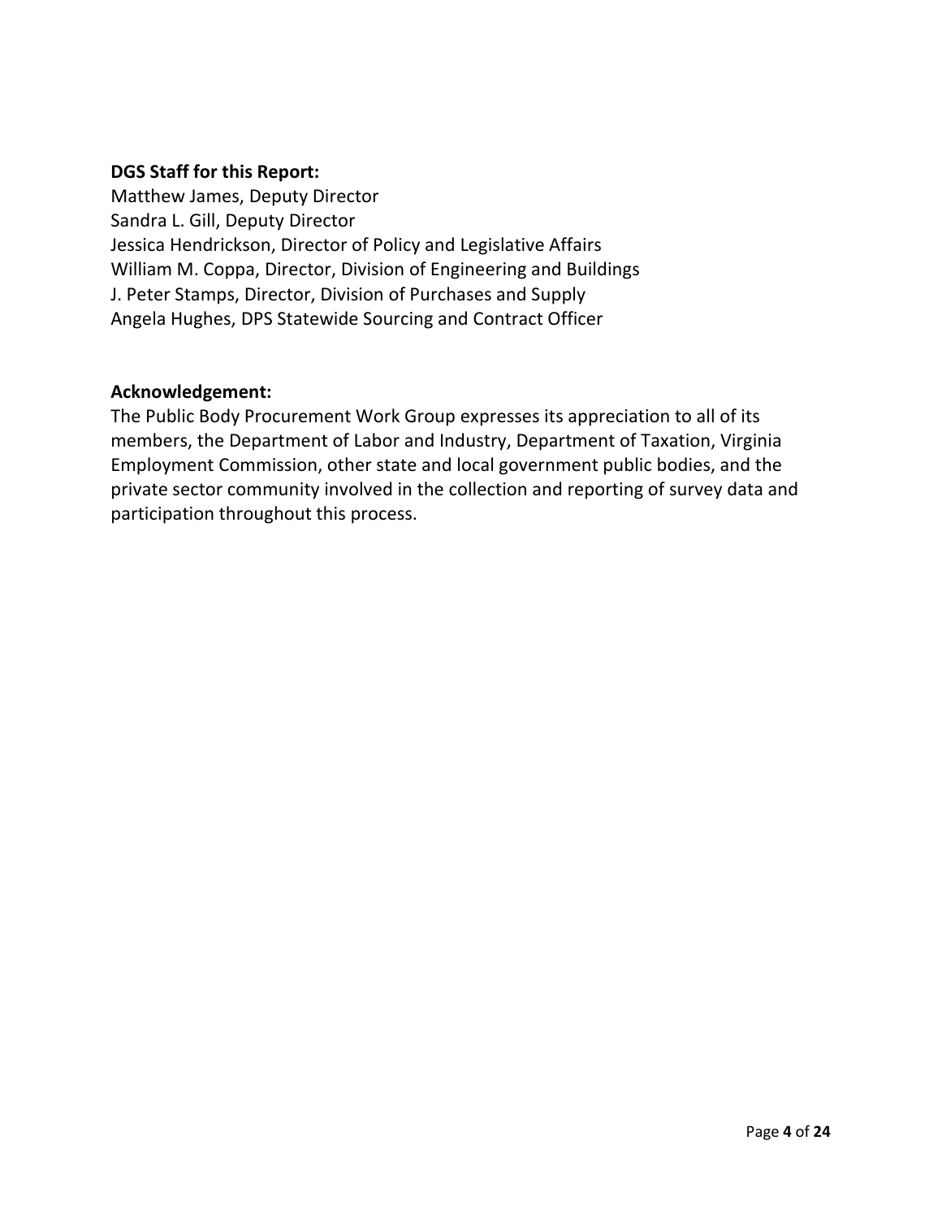**DGS Staff for this Report:**

Matthew James, Deputy Director
Sandra L. Gill, Deputy Director
Jessica Hendrickson, Director of Policy and Legislative Affairs
William M. Coppa, Director, Division of Engineering and Buildings
J. Peter Stamps, Director, Division of Purchases and Supply
Angela Hughes, DPS Statewide Sourcing and Contract Officer

**Acknowledgement:**

The Public Body Procurement Work Group expresses its appreciation to all of its members, the Department of Labor and Industry, Department of Taxation, Virginia Employment Commission, other state and local government public bodies, and the private sector community involved in the collection and reporting of survey data and participation throughout this process.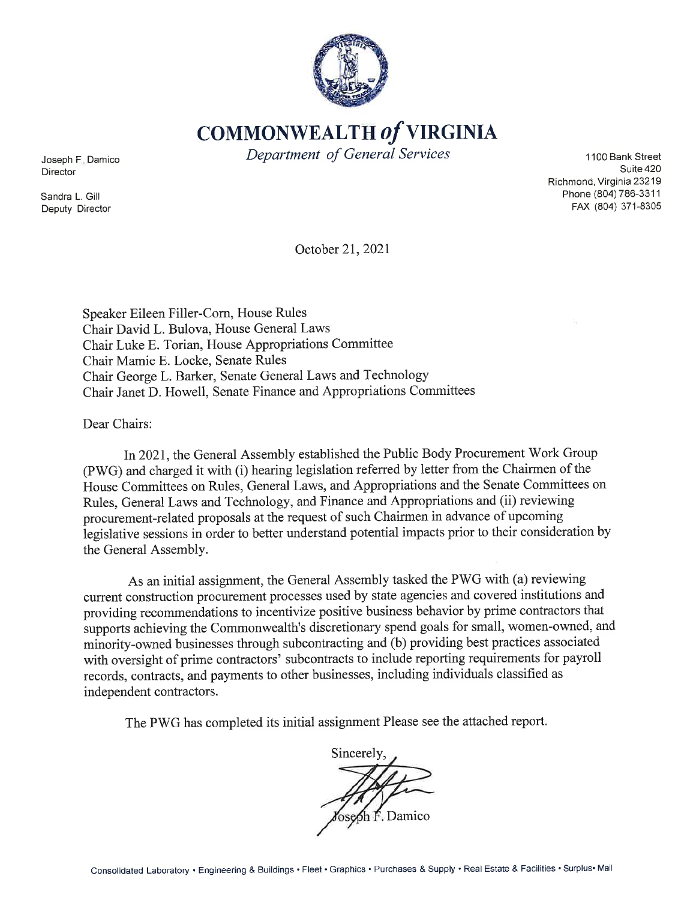# COMMONWEALTH *of* VIRGINIA

*Department of General Services*

Joseph F. Damico
Director

Sandra L. Gill
Deputy Director

1100 Bank Street
Suite 420
Richmond, Virginia 23219
Phone (804) 786-3311
FAX (804) 371-8305

October 21, 2021

Speaker Eileen Filler-Corn, House Rules
Chair David L. Bulova, House General Laws
Chair Luke E. Torian, House Appropriations Committee
Chair Mamie E. Locke, Senate Rules
Chair George L. Barker, Senate General Laws and Technology
Chair Janet D. Howell, Senate Finance and Appropriations Committees

Dear Chairs:

In 2021, the General Assembly established the Public Body Procurement Work Group (PWG) and charged it with (i) hearing legislation referred by letter from the Chairmen of the House Committees on Rules, General Laws, and Appropriations and the Senate Committees on Rules, General Laws and Technology, and Finance and Appropriations and (ii) reviewing procurement-related proposals at the request of such Chairmen in advance of upcoming legislative sessions in order to better understand potential impacts prior to their consideration by the General Assembly.

As an initial assignment, the General Assembly tasked the PWG with (a) reviewing current construction procurement processes used by state agencies and covered institutions and providing recommendations to incentivize positive business behavior by prime contractors that supports achieving the Commonwealth's discretionary spend goals for small, women-owned, and minority-owned businesses through subcontracting and (b) providing best practices associated with oversight of prime contractors' subcontracts to include reporting requirements for payroll records, contracts, and payments to other businesses, including individuals classified as independent contractors.

The PWG has completed its initial assignment Please see the attached report.

Sincerely,

Joseph F. Damico

Consolidated Laboratory • Engineering & Buildings • Fleet • Graphics • Purchases & Supply • Real Estate & Facilities • Surplus • Mail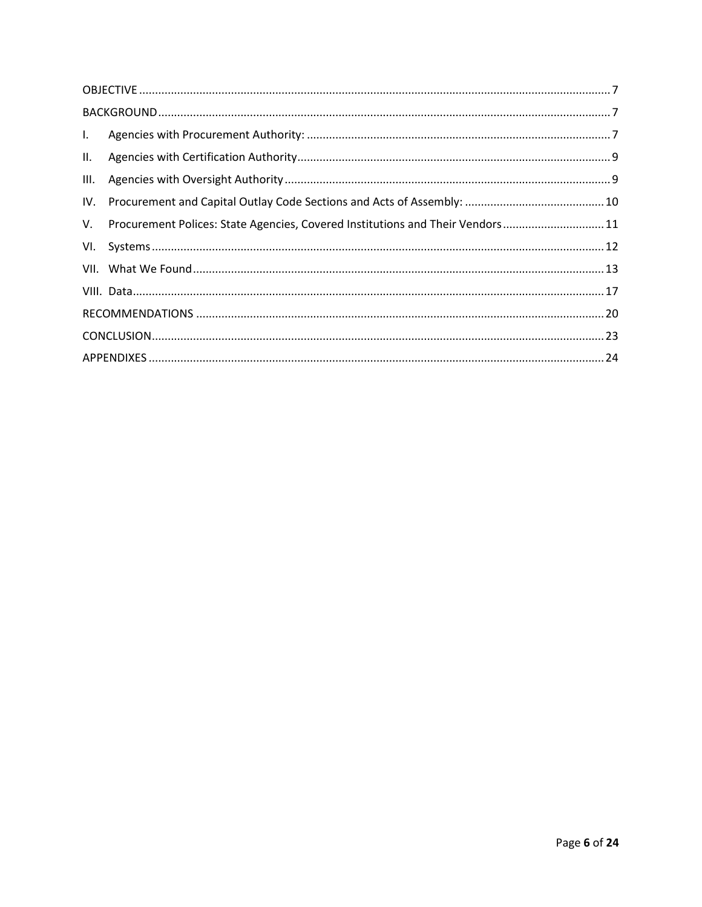OBJECTIVE .......... 7

BACKGROUND .......... 7

I. Agencies with Procurement Authority: .......... 7

II. Agencies with Certification Authority .......... 9

III. Agencies with Oversight Authority .......... 9

IV. Procurement and Capital Outlay Code Sections and Acts of Assembly: .......... 10

V. Procurement Polices: State Agencies, Covered Institutions and Their Vendors .......... 11

VI. Systems .......... 12

VII. What We Found .......... 13

VIII. Data .......... 17

RECOMMENDATIONS .......... 20

CONCLUSION .......... 23

APPENDIXES .......... 24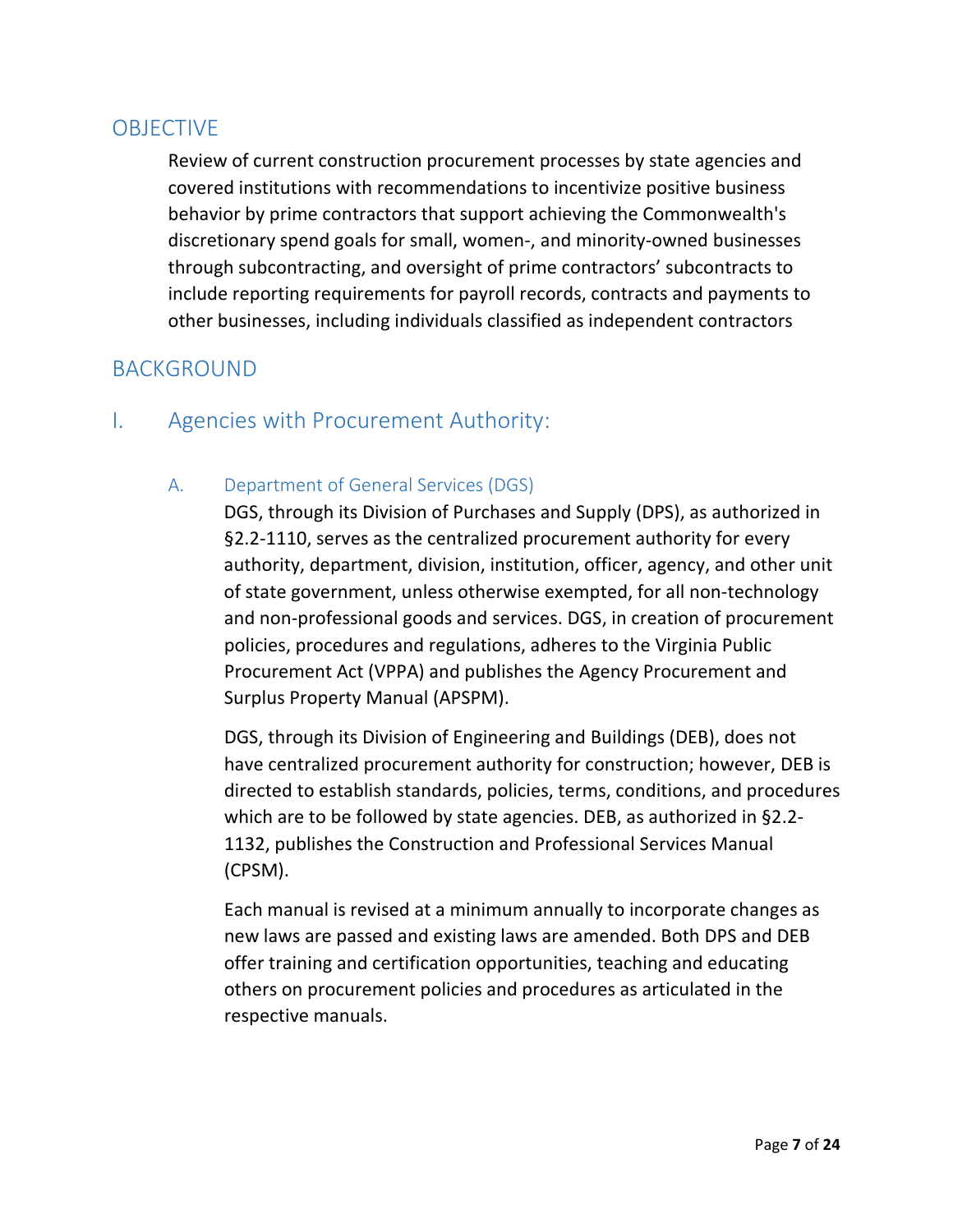## OBJECTIVE

Review of current construction procurement processes by state agencies and covered institutions with recommendations to incentivize positive business behavior by prime contractors that support achieving the Commonwealth's discretionary spend goals for small, women-, and minority-owned businesses through subcontracting, and oversight of prime contractors' subcontracts to include reporting requirements for payroll records, contracts and payments to other businesses, including individuals classified as independent contractors

## BACKGROUND

## I. Agencies with Procurement Authority:

### A. Department of General Services (DGS)

DGS, through its Division of Purchases and Supply (DPS), as authorized in §2.2-1110, serves as the centralized procurement authority for every authority, department, division, institution, officer, agency, and other unit of state government, unless otherwise exempted, for all non-technology and non-professional goods and services. DGS, in creation of procurement policies, procedures and regulations, adheres to the Virginia Public Procurement Act (VPPA) and publishes the Agency Procurement and Surplus Property Manual (APSPM).

DGS, through its Division of Engineering and Buildings (DEB), does not have centralized procurement authority for construction; however, DEB is directed to establish standards, policies, terms, conditions, and procedures which are to be followed by state agencies. DEB, as authorized in §2.2-1132, publishes the Construction and Professional Services Manual (CPSM).

Each manual is revised at a minimum annually to incorporate changes as new laws are passed and existing laws are amended. Both DPS and DEB offer training and certification opportunities, teaching and educating others on procurement policies and procedures as articulated in the respective manuals.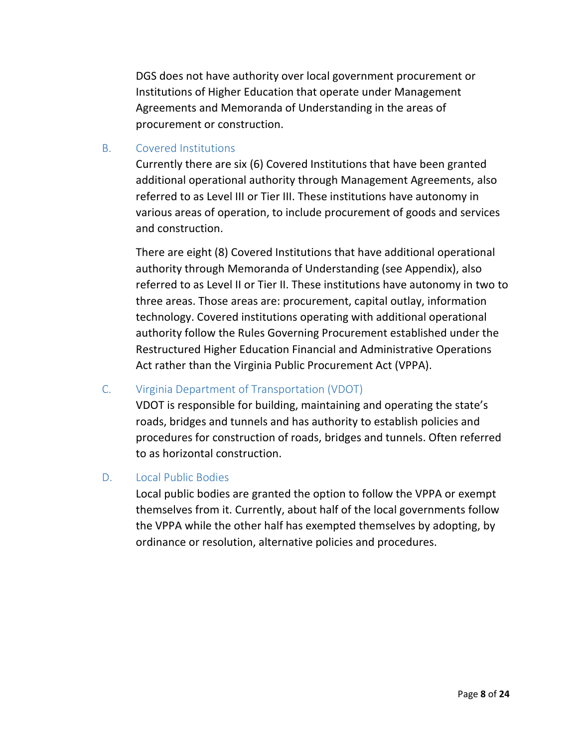DGS does not have authority over local government procurement or Institutions of Higher Education that operate under Management Agreements and Memoranda of Understanding in the areas of procurement or construction.

### B. Covered Institutions

Currently there are six (6) Covered Institutions that have been granted additional operational authority through Management Agreements, also referred to as Level III or Tier III. These institutions have autonomy in various areas of operation, to include procurement of goods and services and construction.

There are eight (8) Covered Institutions that have additional operational authority through Memoranda of Understanding (see Appendix), also referred to as Level II or Tier II. These institutions have autonomy in two to three areas. Those areas are: procurement, capital outlay, information technology. Covered institutions operating with additional operational authority follow the Rules Governing Procurement established under the Restructured Higher Education Financial and Administrative Operations Act rather than the Virginia Public Procurement Act (VPPA).

### C. Virginia Department of Transportation (VDOT)

VDOT is responsible for building, maintaining and operating the state's roads, bridges and tunnels and has authority to establish policies and procedures for construction of roads, bridges and tunnels. Often referred to as horizontal construction.

### D. Local Public Bodies

Local public bodies are granted the option to follow the VPPA or exempt themselves from it. Currently, about half of the local governments follow the VPPA while the other half has exempted themselves by adopting, by ordinance or resolution, alternative policies and procedures.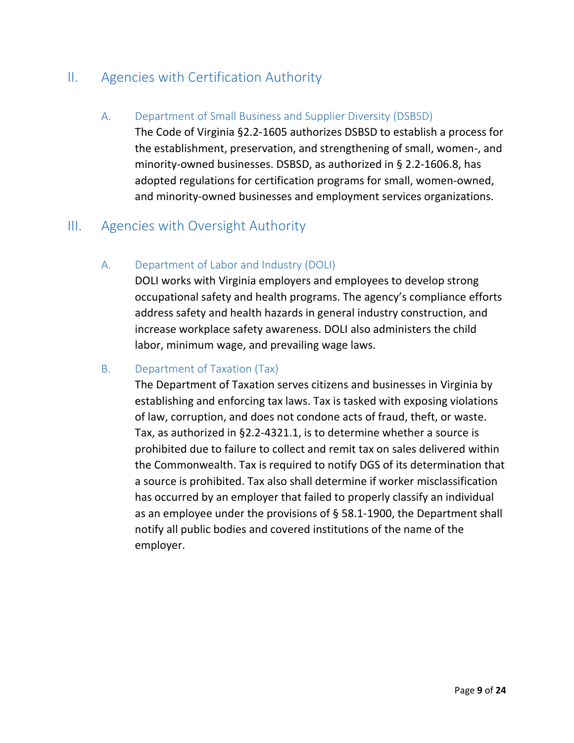## II. Agencies with Certification Authority

### A. Department of Small Business and Supplier Diversity (DSBSD)

The Code of Virginia §2.2-1605 authorizes DSBSD to establish a process for the establishment, preservation, and strengthening of small, women-, and minority-owned businesses. DSBSD, as authorized in § 2.2-1606.8, has adopted regulations for certification programs for small, women-owned, and minority-owned businesses and employment services organizations.

## III. Agencies with Oversight Authority

### A. Department of Labor and Industry (DOLI)

DOLI works with Virginia employers and employees to develop strong occupational safety and health programs. The agency's compliance efforts address safety and health hazards in general industry construction, and increase workplace safety awareness. DOLI also administers the child labor, minimum wage, and prevailing wage laws.

### B. Department of Taxation (Tax)

The Department of Taxation serves citizens and businesses in Virginia by establishing and enforcing tax laws. Tax is tasked with exposing violations of law, corruption, and does not condone acts of fraud, theft, or waste. Tax, as authorized in §2.2-4321.1, is to determine whether a source is prohibited due to failure to collect and remit tax on sales delivered within the Commonwealth. Tax is required to notify DGS of its determination that a source is prohibited. Tax also shall determine if worker misclassification has occurred by an employer that failed to properly classify an individual as an employee under the provisions of § 58.1-1900, the Department shall notify all public bodies and covered institutions of the name of the employer.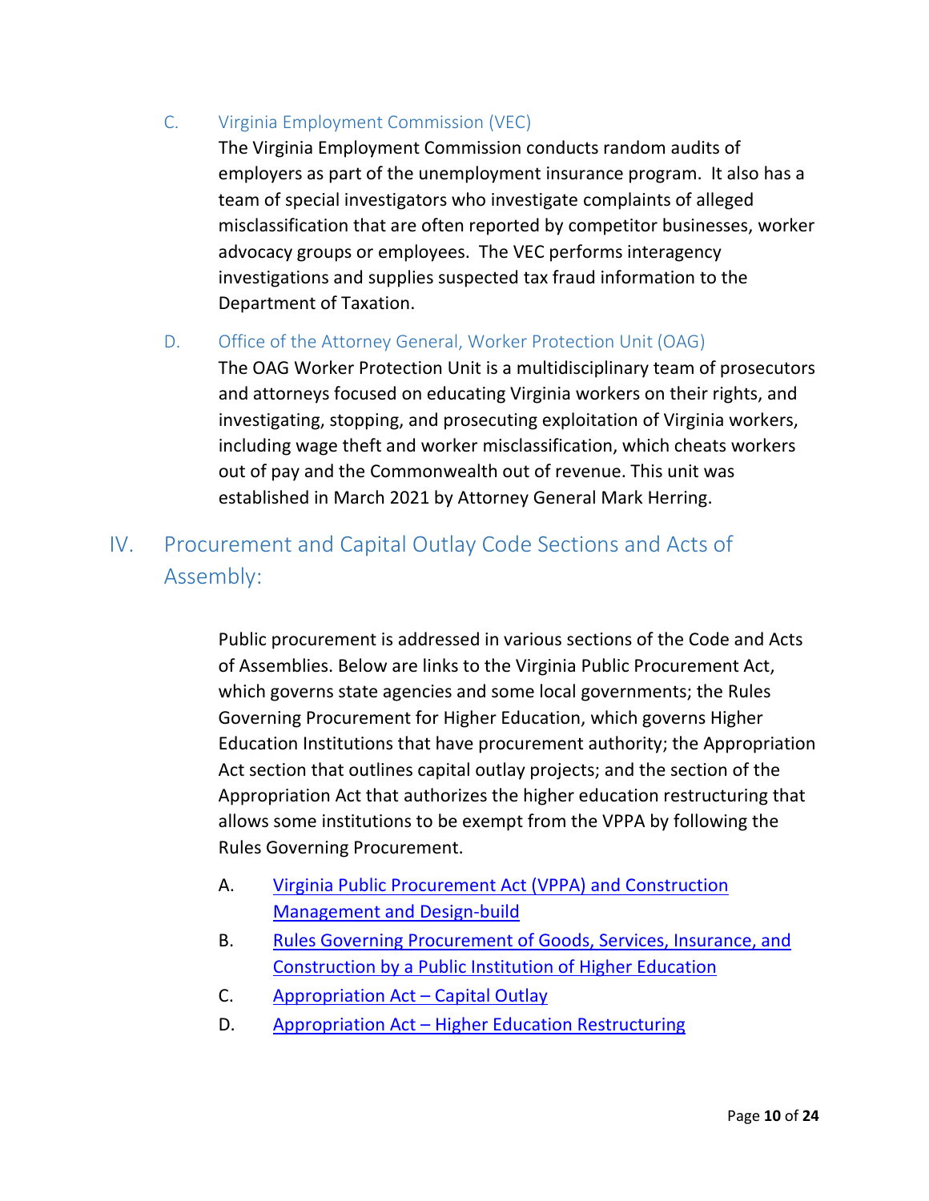### C. Virginia Employment Commission (VEC)

The Virginia Employment Commission conducts random audits of employers as part of the unemployment insurance program. It also has a team of special investigators who investigate complaints of alleged misclassification that are often reported by competitor businesses, worker advocacy groups or employees. The VEC performs interagency investigations and supplies suspected tax fraud information to the Department of Taxation.

### D. Office of the Attorney General, Worker Protection Unit (OAG)

The OAG Worker Protection Unit is a multidisciplinary team of prosecutors and attorneys focused on educating Virginia workers on their rights, and investigating, stopping, and prosecuting exploitation of Virginia workers, including wage theft and worker misclassification, which cheats workers out of pay and the Commonwealth out of revenue. This unit was established in March 2021 by Attorney General Mark Herring.

## IV. Procurement and Capital Outlay Code Sections and Acts of Assembly:

Public procurement is addressed in various sections of the Code and Acts of Assemblies. Below are links to the Virginia Public Procurement Act, which governs state agencies and some local governments; the Rules Governing Procurement for Higher Education, which governs Higher Education Institutions that have procurement authority; the Appropriation Act section that outlines capital outlay projects; and the section of the Appropriation Act that authorizes the higher education restructuring that allows some institutions to be exempt from the VPPA by following the Rules Governing Procurement.

A. Virginia Public Procurement Act (VPPA) and Construction Management and Design-build

B. Rules Governing Procurement of Goods, Services, Insurance, and Construction by a Public Institution of Higher Education

C. Appropriation Act – Capital Outlay

D. Appropriation Act – Higher Education Restructuring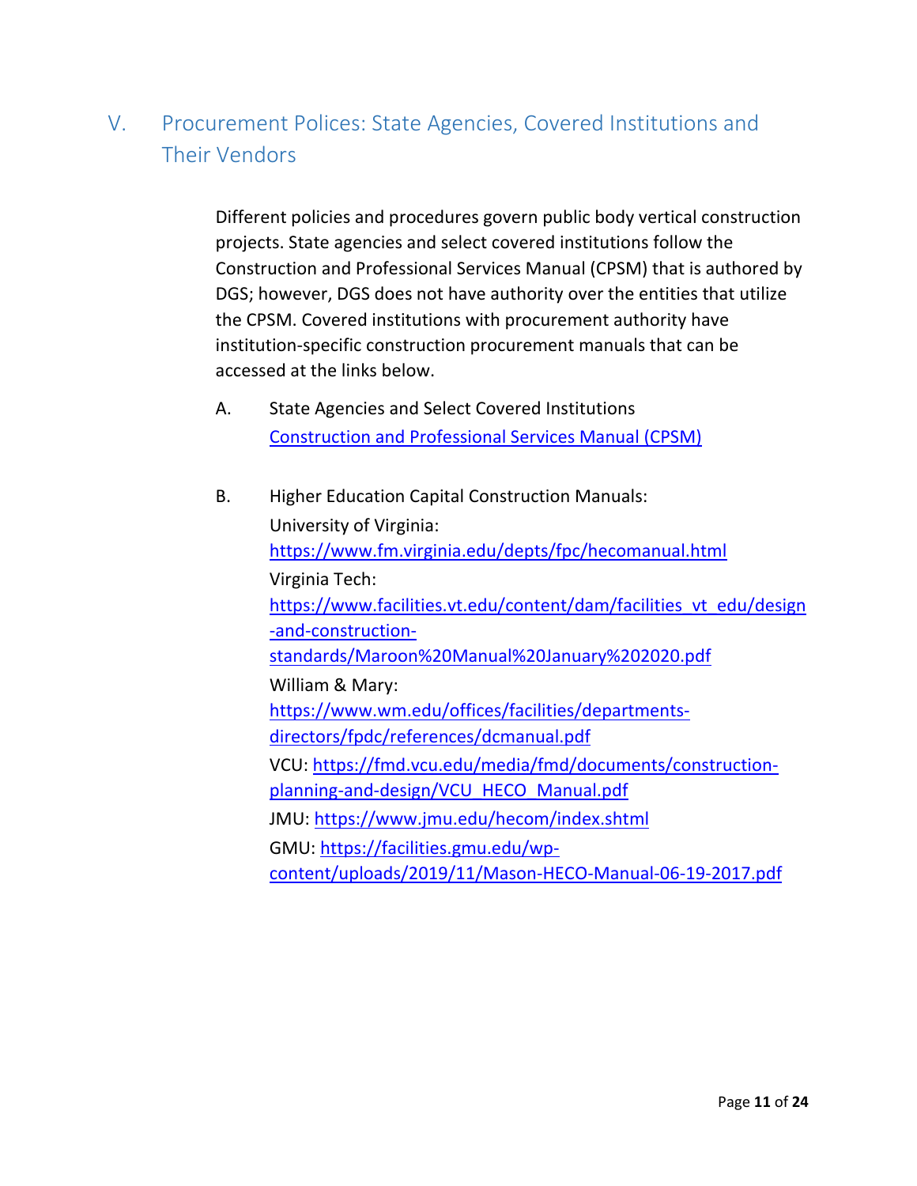## V. Procurement Polices: State Agencies, Covered Institutions and Their Vendors

Different policies and procedures govern public body vertical construction projects. State agencies and select covered institutions follow the Construction and Professional Services Manual (CPSM) that is authored by DGS; however, DGS does not have authority over the entities that utilize the CPSM. Covered institutions with procurement authority have institution-specific construction procurement manuals that can be accessed at the links below.

A. State Agencies and Select Covered Institutions
 Construction and Professional Services Manual (CPSM)

B. Higher Education Capital Construction Manuals:
 University of Virginia:
 https://www.fm.virginia.edu/depts/fpc/hecomanual.html
 Virginia Tech:
 https://www.facilities.vt.edu/content/dam/facilities_vt_edu/design-and-construction-standards/Maroon%20Manual%20January%202020.pdf
 William & Mary:
 https://www.wm.edu/offices/facilities/departments-directors/fpdc/references/dcmanual.pdf
 VCU: https://fmd.vcu.edu/media/fmd/documents/construction-planning-and-design/VCU_HECO_Manual.pdf
 JMU: https://www.jmu.edu/hecom/index.shtml
 GMU: https://facilities.gmu.edu/wp-content/uploads/2019/11/Mason-HECO-Manual-06-19-2017.pdf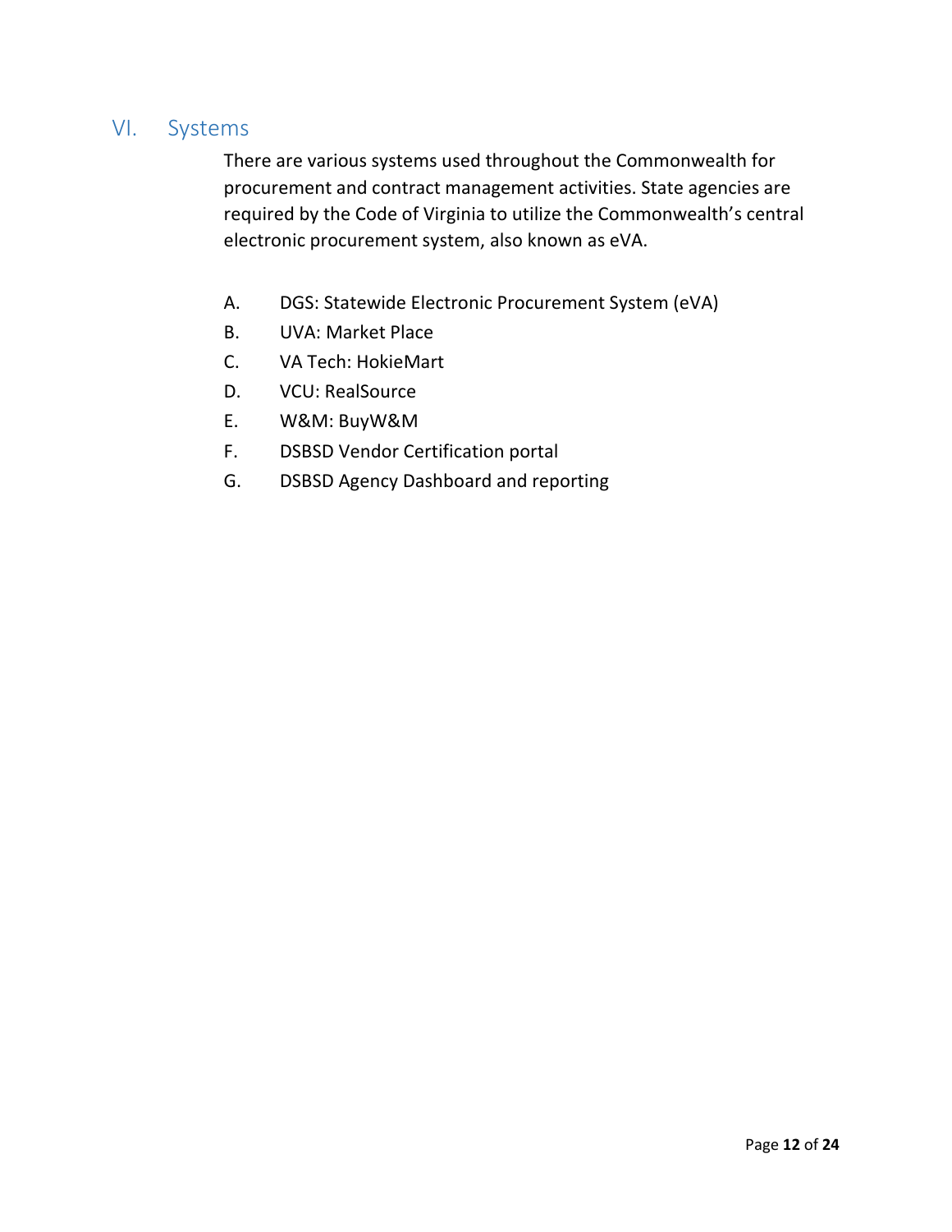## VI. Systems

There are various systems used throughout the Commonwealth for procurement and contract management activities. State agencies are required by the Code of Virginia to utilize the Commonwealth's central electronic procurement system, also known as eVA.

A. DGS: Statewide Electronic Procurement System (eVA)

B. UVA: Market Place

C. VA Tech: HokieMart

D. VCU: RealSource

E. W&M: BuyW&M

F. DSBSD Vendor Certification portal

G. DSBSD Agency Dashboard and reporting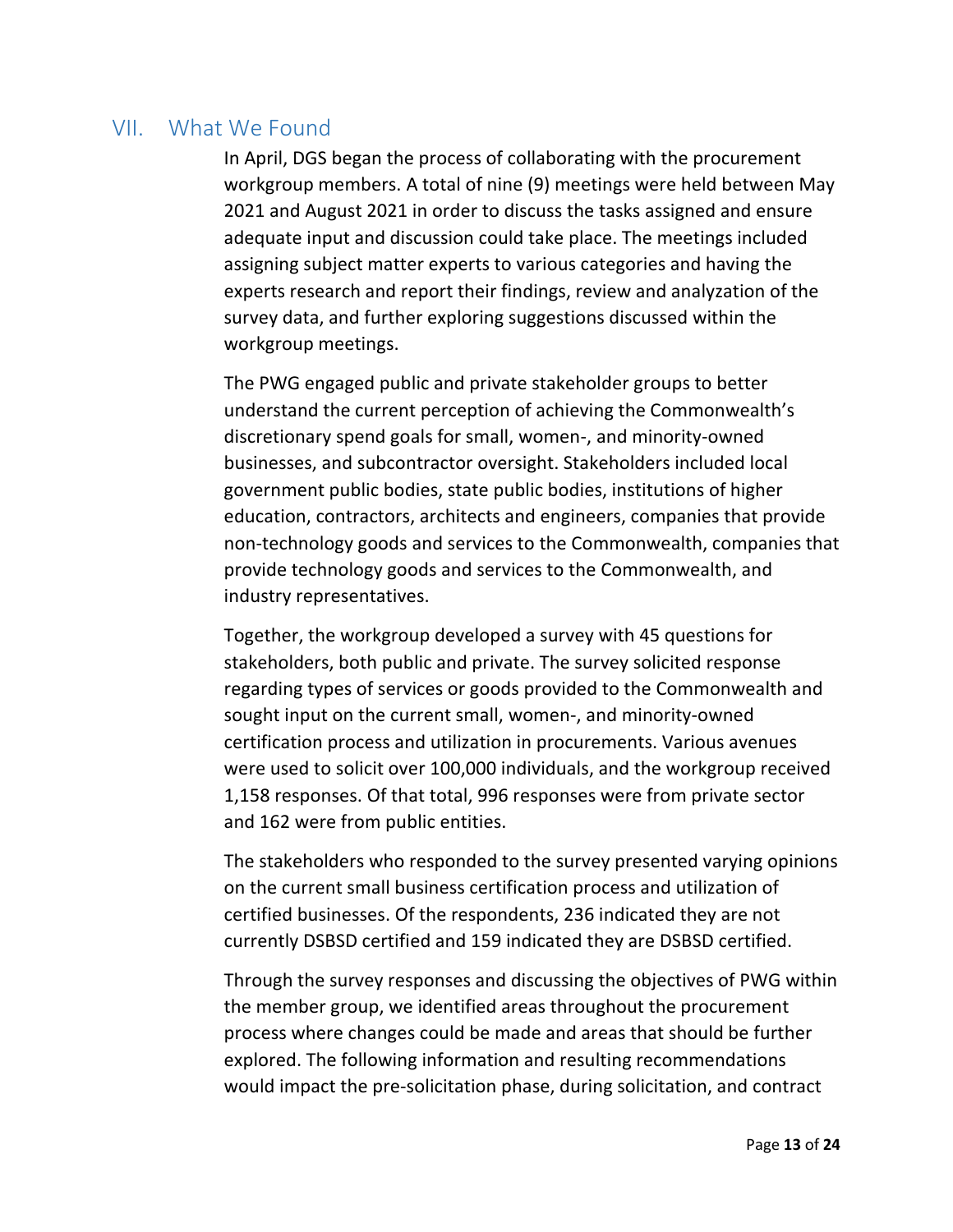## VII. What We Found

In April, DGS began the process of collaborating with the procurement workgroup members. A total of nine (9) meetings were held between May 2021 and August 2021 in order to discuss the tasks assigned and ensure adequate input and discussion could take place. The meetings included assigning subject matter experts to various categories and having the experts research and report their findings, review and analyzation of the survey data, and further exploring suggestions discussed within the workgroup meetings.

The PWG engaged public and private stakeholder groups to better understand the current perception of achieving the Commonwealth's discretionary spend goals for small, women-, and minority-owned businesses, and subcontractor oversight. Stakeholders included local government public bodies, state public bodies, institutions of higher education, contractors, architects and engineers, companies that provide non-technology goods and services to the Commonwealth, companies that provide technology goods and services to the Commonwealth, and industry representatives.

Together, the workgroup developed a survey with 45 questions for stakeholders, both public and private. The survey solicited response regarding types of services or goods provided to the Commonwealth and sought input on the current small, women-, and minority-owned certification process and utilization in procurements. Various avenues were used to solicit over 100,000 individuals, and the workgroup received 1,158 responses. Of that total, 996 responses were from private sector and 162 were from public entities.

The stakeholders who responded to the survey presented varying opinions on the current small business certification process and utilization of certified businesses. Of the respondents, 236 indicated they are not currently DSBSD certified and 159 indicated they are DSBSD certified.

Through the survey responses and discussing the objectives of PWG within the member group, we identified areas throughout the procurement process where changes could be made and areas that should be further explored. The following information and resulting recommendations would impact the pre-solicitation phase, during solicitation, and contract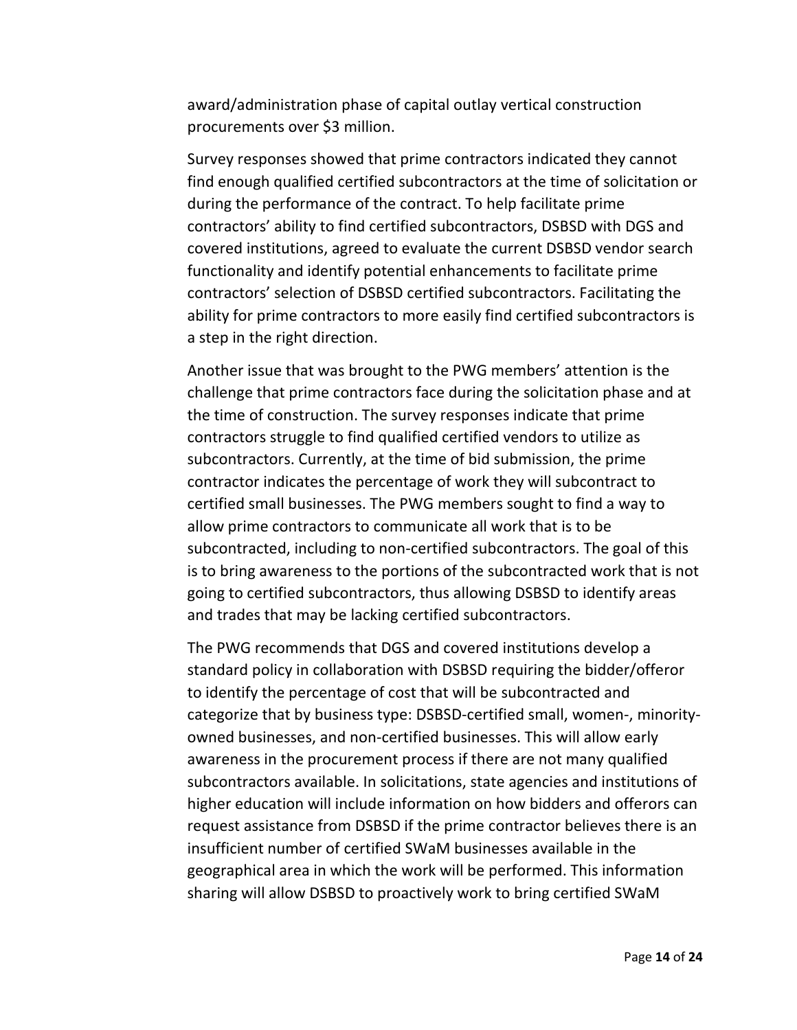award/administration phase of capital outlay vertical construction procurements over $3 million.

Survey responses showed that prime contractors indicated they cannot find enough qualified certified subcontractors at the time of solicitation or during the performance of the contract. To help facilitate prime contractors' ability to find certified subcontractors, DSBSD with DGS and covered institutions, agreed to evaluate the current DSBSD vendor search functionality and identify potential enhancements to facilitate prime contractors' selection of DSBSD certified subcontractors. Facilitating the ability for prime contractors to more easily find certified subcontractors is a step in the right direction.

Another issue that was brought to the PWG members' attention is the challenge that prime contractors face during the solicitation phase and at the time of construction. The survey responses indicate that prime contractors struggle to find qualified certified vendors to utilize as subcontractors. Currently, at the time of bid submission, the prime contractor indicates the percentage of work they will subcontract to certified small businesses. The PWG members sought to find a way to allow prime contractors to communicate all work that is to be subcontracted, including to non-certified subcontractors. The goal of this is to bring awareness to the portions of the subcontracted work that is not going to certified subcontractors, thus allowing DSBSD to identify areas and trades that may be lacking certified subcontractors.

The PWG recommends that DGS and covered institutions develop a standard policy in collaboration with DSBSD requiring the bidder/offeror to identify the percentage of cost that will be subcontracted and categorize that by business type: DSBSD-certified small, women-, minority-owned businesses, and non-certified businesses. This will allow early awareness in the procurement process if there are not many qualified subcontractors available. In solicitations, state agencies and institutions of higher education will include information on how bidders and offerors can request assistance from DSBSD if the prime contractor believes there is an insufficient number of certified SWaM businesses available in the geographical area in which the work will be performed. This information sharing will allow DSBSD to proactively work to bring certified SWaM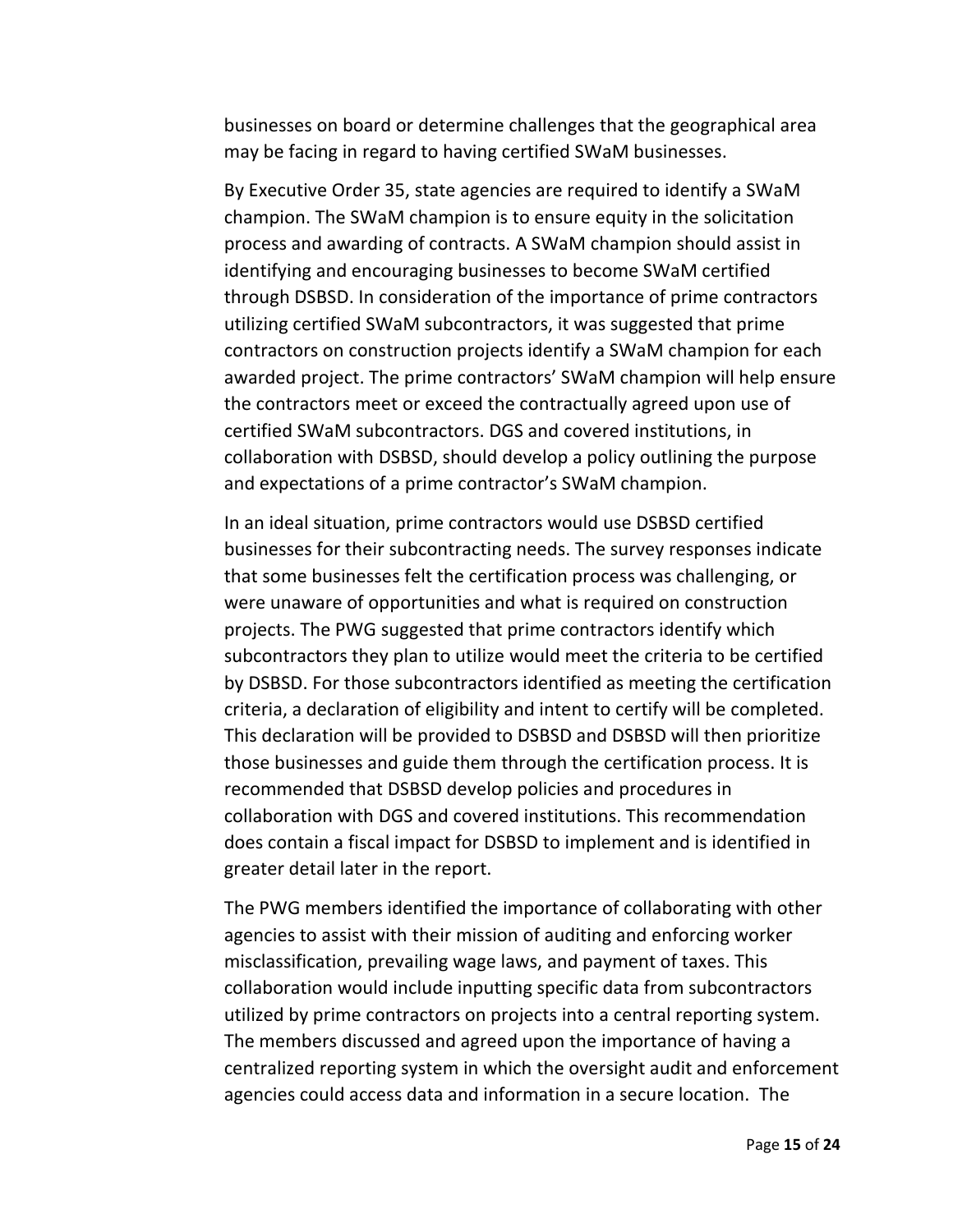businesses on board or determine challenges that the geographical area may be facing in regard to having certified SWaM businesses.

By Executive Order 35, state agencies are required to identify a SWaM champion. The SWaM champion is to ensure equity in the solicitation process and awarding of contracts. A SWaM champion should assist in identifying and encouraging businesses to become SWaM certified through DSBSD. In consideration of the importance of prime contractors utilizing certified SWaM subcontractors, it was suggested that prime contractors on construction projects identify a SWaM champion for each awarded project. The prime contractors' SWaM champion will help ensure the contractors meet or exceed the contractually agreed upon use of certified SWaM subcontractors. DGS and covered institutions, in collaboration with DSBSD, should develop a policy outlining the purpose and expectations of a prime contractor's SWaM champion.

In an ideal situation, prime contractors would use DSBSD certified businesses for their subcontracting needs. The survey responses indicate that some businesses felt the certification process was challenging, or were unaware of opportunities and what is required on construction projects. The PWG suggested that prime contractors identify which subcontractors they plan to utilize would meet the criteria to be certified by DSBSD. For those subcontractors identified as meeting the certification criteria, a declaration of eligibility and intent to certify will be completed. This declaration will be provided to DSBSD and DSBSD will then prioritize those businesses and guide them through the certification process. It is recommended that DSBSD develop policies and procedures in collaboration with DGS and covered institutions. This recommendation does contain a fiscal impact for DSBSD to implement and is identified in greater detail later in the report.

The PWG members identified the importance of collaborating with other agencies to assist with their mission of auditing and enforcing worker misclassification, prevailing wage laws, and payment of taxes. This collaboration would include inputting specific data from subcontractors utilized by prime contractors on projects into a central reporting system. The members discussed and agreed upon the importance of having a centralized reporting system in which the oversight audit and enforcement agencies could access data and information in a secure location. The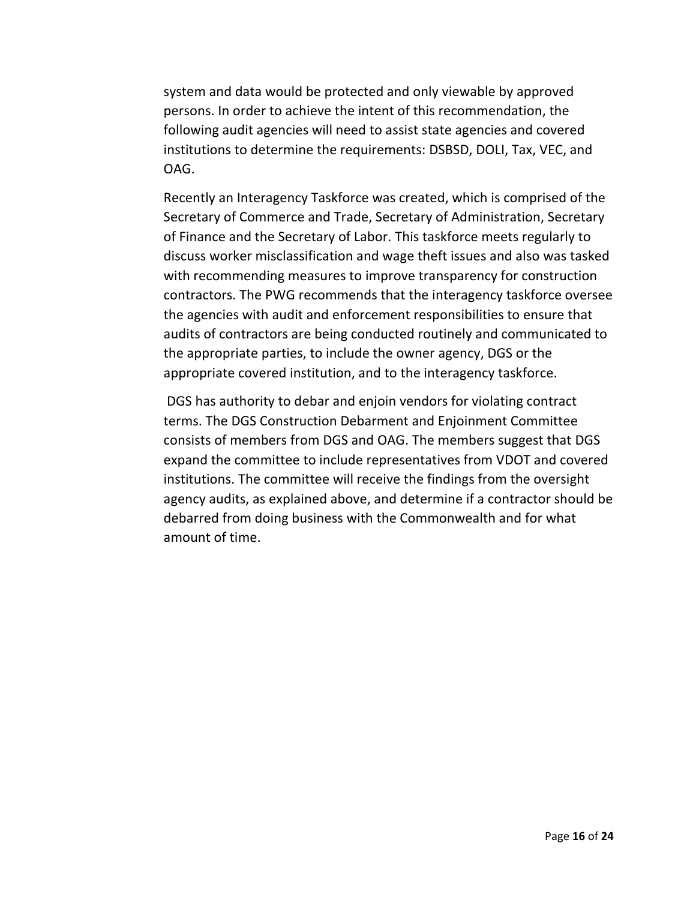system and data would be protected and only viewable by approved persons. In order to achieve the intent of this recommendation, the following audit agencies will need to assist state agencies and covered institutions to determine the requirements: DSBSD, DOLI, Tax, VEC, and OAG.

Recently an Interagency Taskforce was created, which is comprised of the Secretary of Commerce and Trade, Secretary of Administration, Secretary of Finance and the Secretary of Labor. This taskforce meets regularly to discuss worker misclassification and wage theft issues and also was tasked with recommending measures to improve transparency for construction contractors. The PWG recommends that the interagency taskforce oversee the agencies with audit and enforcement responsibilities to ensure that audits of contractors are being conducted routinely and communicated to the appropriate parties, to include the owner agency, DGS or the appropriate covered institution, and to the interagency taskforce.

DGS has authority to debar and enjoin vendors for violating contract terms. The DGS Construction Debarment and Enjoinment Committee consists of members from DGS and OAG. The members suggest that DGS expand the committee to include representatives from VDOT and covered institutions. The committee will receive the findings from the oversight agency audits, as explained above, and determine if a contractor should be debarred from doing business with the Commonwealth and for what amount of time.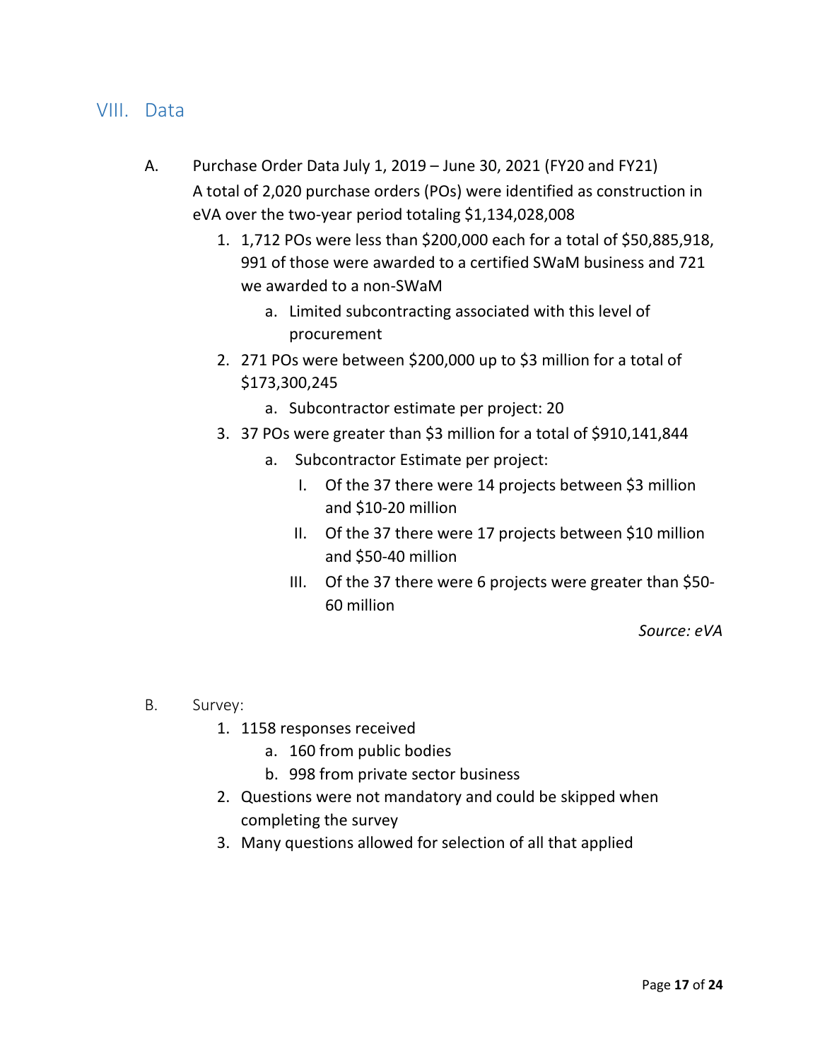## VIII. Data

A. Purchase Order Data July 1, 2019 – June 30, 2021 (FY20 and FY21)
A total of 2,020 purchase orders (POs) were identified as construction in eVA over the two-year period totaling $1,134,028,008

1. 1,712 POs were less than $200,000 each for a total of $50,885,918, 991 of those were awarded to a certified SWaM business and 721 we awarded to a non-SWaM
   a. Limited subcontracting associated with this level of procurement
2. 271 POs were between $200,000 up to $3 million for a total of $173,300,245
   a. Subcontractor estimate per project: 20
3. 37 POs were greater than $3 million for a total of $910,141,844
   a. Subcontractor Estimate per project:
      I. Of the 37 there were 14 projects between $3 million and $10-20 million
      II. Of the 37 there were 17 projects between $10 million and $50-40 million
      III. Of the 37 there were 6 projects were greater than $50-60 million

*Source: eVA*

B. Survey:

1. 1158 responses received
   a. 160 from public bodies
   b. 998 from private sector business
2. Questions were not mandatory and could be skipped when completing the survey
3. Many questions allowed for selection of all that applied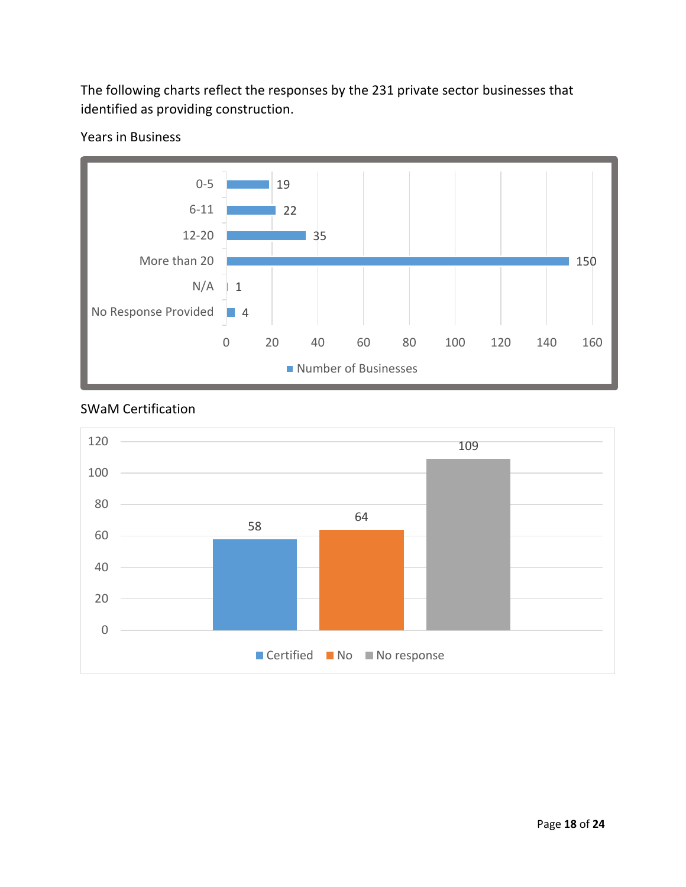The following charts reflect the responses by the 231 private sector businesses that identified as providing construction.

Years in Business

0-5
19
6-11
22
12-20
35
More than 20
150
N/A
1
No Response Provided
4

0
20
40
60
80
100
120
140
160

Number of Businesses

SWaM Certification

120
100
80
60
40
20
0

58
64
109

Certified
No
No response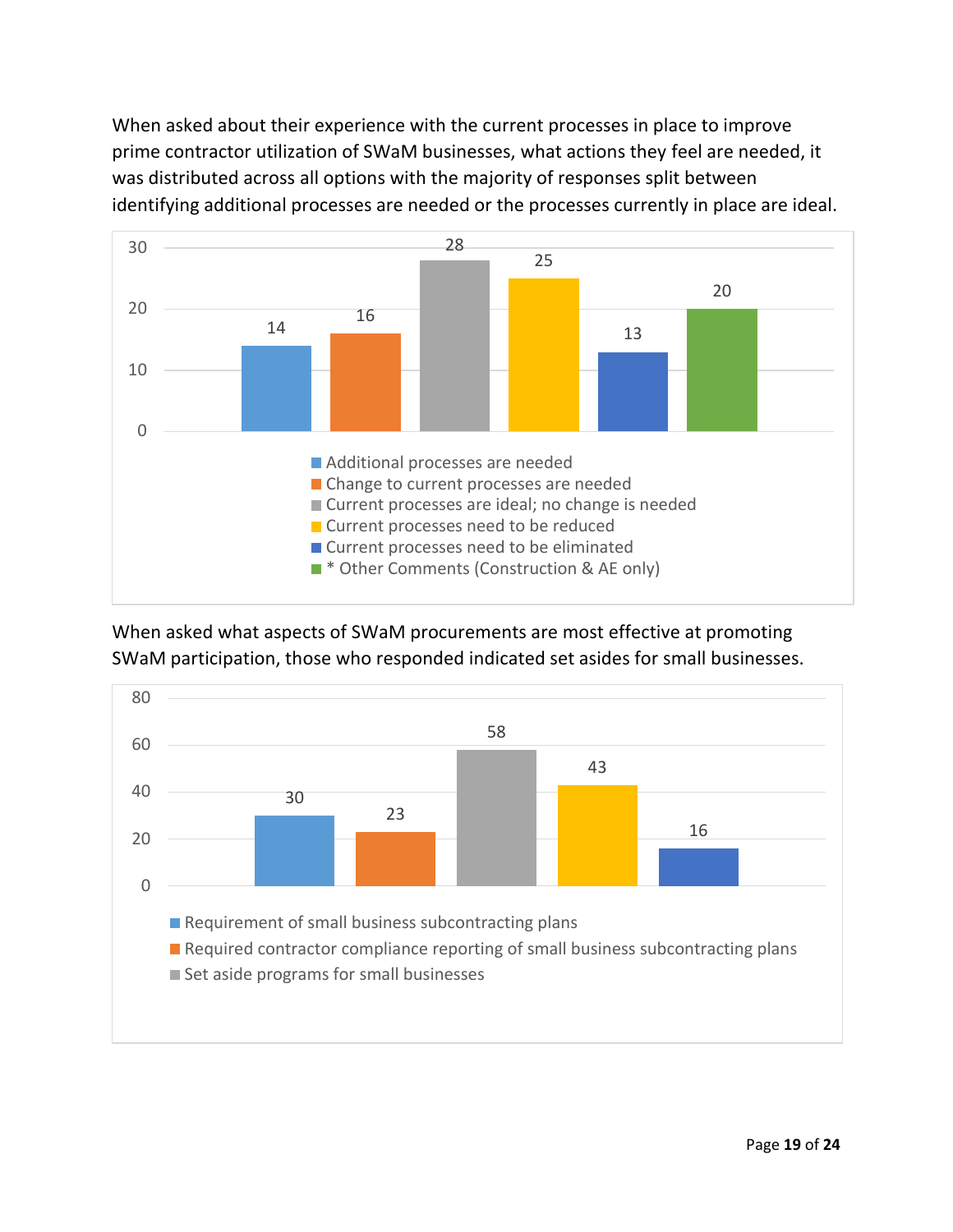When asked about their experience with the current processes in place to improve prime contractor utilization of SWaM businesses, what actions they feel are needed, it was distributed across all options with the majority of responses split between identifying additional processes are needed or the processes currently in place are ideal.

30
20
10
0

14
16
28
25
13
20

Additional processes are needed
Change to current processes are needed
Current processes are ideal; no change is needed
Current processes need to be reduced
Current processes need to be eliminated
* Other Comments (Construction & AE only)

When asked what aspects of SWaM procurements are most effective at promoting SWaM participation, those who responded indicated set asides for small businesses.

80
60
40
20
0

30
23
58
43
16

Requirement of small business subcontracting plans
Required contractor compliance reporting of small business subcontracting plans
Set aside programs for small businesses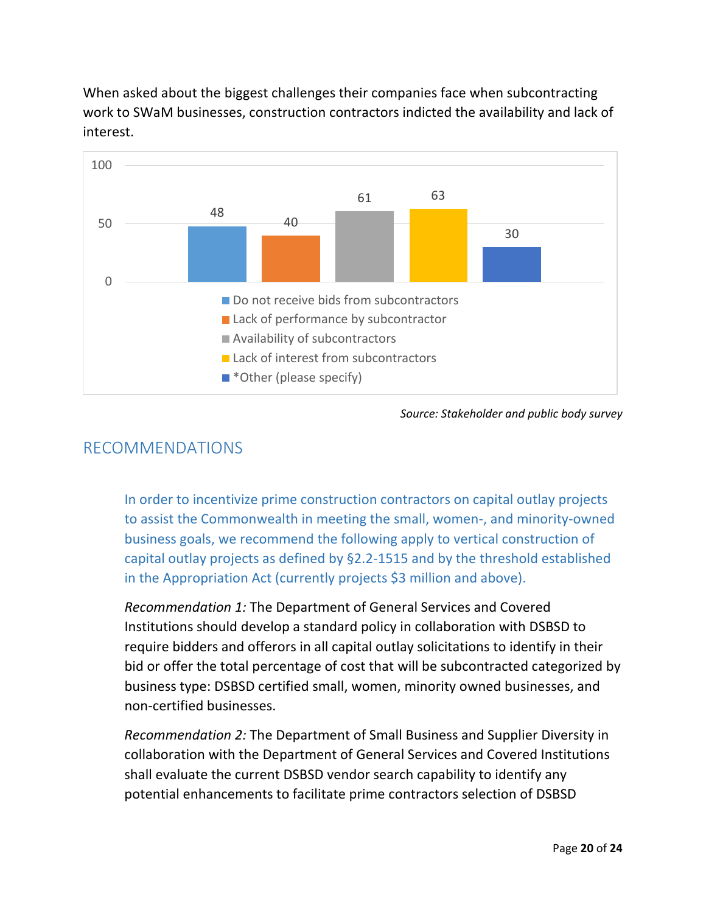When asked about the biggest challenges their companies face when subcontracting work to SWaM businesses, construction contractors indicted the availability and lack of interest.

100
50
0

48
40
61
63
30

Do not receive bids from subcontractors
Lack of performance by subcontractor
Availability of subcontractors
Lack of interest from subcontractors
*Other (please specify)

*Source: Stakeholder and public body survey*

## RECOMMENDATIONS

In order to incentivize prime construction contractors on capital outlay projects to assist the Commonwealth in meeting the small, women-, and minority-owned business goals, we recommend the following apply to vertical construction of capital outlay projects as defined by §2.2-1515 and by the threshold established in the Appropriation Act (currently projects $3 million and above).

*Recommendation 1:* The Department of General Services and Covered Institutions should develop a standard policy in collaboration with DSBSD to require bidders and offerors in all capital outlay solicitations to identify in their bid or offer the total percentage of cost that will be subcontracted categorized by business type: DSBSD certified small, women, minority owned businesses, and non-certified businesses.

*Recommendation 2:* The Department of Small Business and Supplier Diversity in collaboration with the Department of General Services and Covered Institutions shall evaluate the current DSBSD vendor search capability to identify any potential enhancements to facilitate prime contractors selection of DSBSD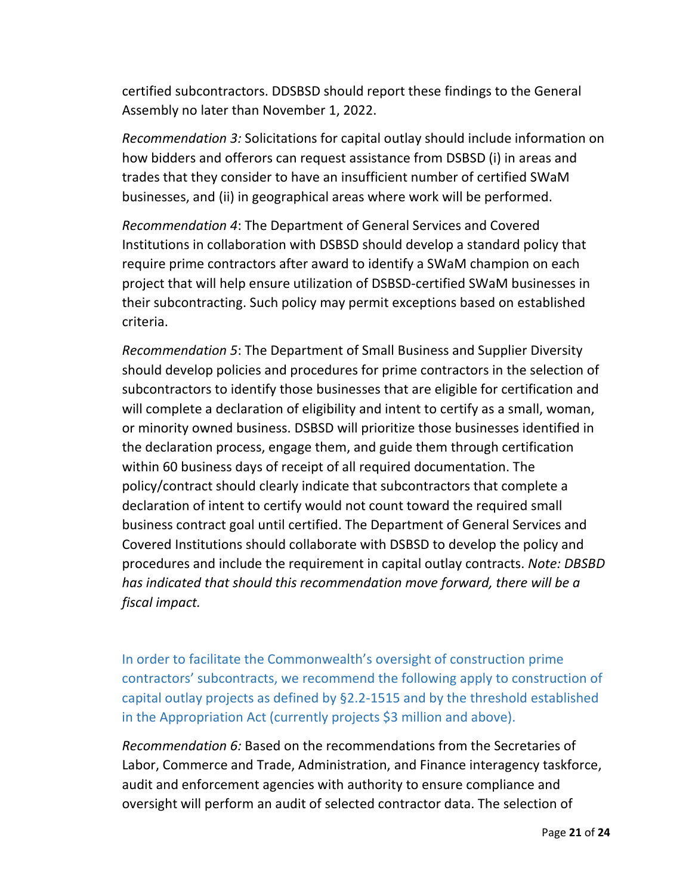certified subcontractors. DDSBSD should report these findings to the General Assembly no later than November 1, 2022.

*Recommendation 3:* Solicitations for capital outlay should include information on how bidders and offerors can request assistance from DSBSD (i) in areas and trades that they consider to have an insufficient number of certified SWaM businesses, and (ii) in geographical areas where work will be performed.

*Recommendation 4*: The Department of General Services and Covered Institutions in collaboration with DSBSD should develop a standard policy that require prime contractors after award to identify a SWaM champion on each project that will help ensure utilization of DSBSD-certified SWaM businesses in their subcontracting. Such policy may permit exceptions based on established criteria.

*Recommendation 5*: The Department of Small Business and Supplier Diversity should develop policies and procedures for prime contractors in the selection of subcontractors to identify those businesses that are eligible for certification and will complete a declaration of eligibility and intent to certify as a small, woman, or minority owned business. DSBSD will prioritize those businesses identified in the declaration process, engage them, and guide them through certification within 60 business days of receipt of all required documentation. The policy/contract should clearly indicate that subcontractors that complete a declaration of intent to certify would not count toward the required small business contract goal until certified. The Department of General Services and Covered Institutions should collaborate with DSBSD to develop the policy and procedures and include the requirement in capital outlay contracts. *Note: DBSBD has indicated that should this recommendation move forward, there will be a fiscal impact.*

In order to facilitate the Commonwealth's oversight of construction prime contractors' subcontracts, we recommend the following apply to construction of capital outlay projects as defined by §2.2-1515 and by the threshold established in the Appropriation Act (currently projects $3 million and above).

*Recommendation 6:* Based on the recommendations from the Secretaries of Labor, Commerce and Trade, Administration, and Finance interagency taskforce, audit and enforcement agencies with authority to ensure compliance and oversight will perform an audit of selected contractor data. The selection of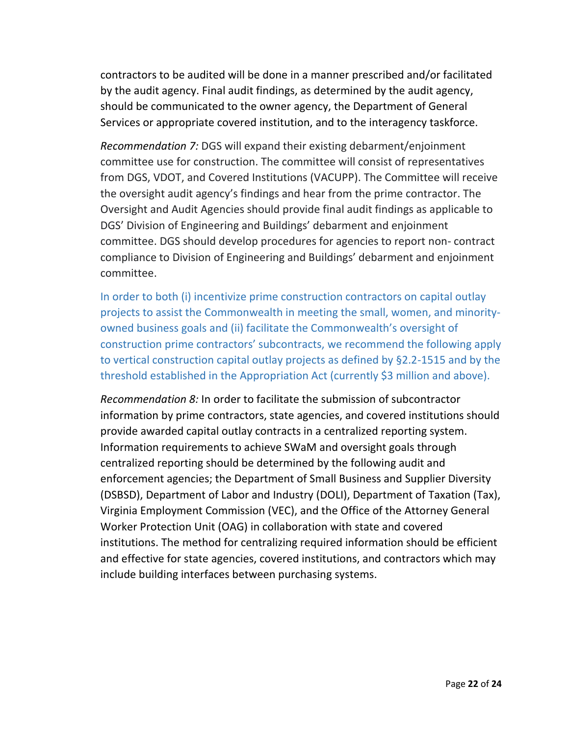contractors to be audited will be done in a manner prescribed and/or facilitated by the audit agency. Final audit findings, as determined by the audit agency, should be communicated to the owner agency, the Department of General Services or appropriate covered institution, and to the interagency taskforce.

*Recommendation 7:* DGS will expand their existing debarment/enjoinment committee use for construction. The committee will consist of representatives from DGS, VDOT, and Covered Institutions (VACUPP). The Committee will receive the oversight audit agency's findings and hear from the prime contractor. The Oversight and Audit Agencies should provide final audit findings as applicable to DGS' Division of Engineering and Buildings' debarment and enjoinment committee. DGS should develop procedures for agencies to report non- contract compliance to Division of Engineering and Buildings' debarment and enjoinment committee.

In order to both (i) incentivize prime construction contractors on capital outlay projects to assist the Commonwealth in meeting the small, women, and minority-owned business goals and (ii) facilitate the Commonwealth's oversight of construction prime contractors' subcontracts, we recommend the following apply to vertical construction capital outlay projects as defined by §2.2-1515 and by the threshold established in the Appropriation Act (currently $3 million and above).

*Recommendation 8:* In order to facilitate the submission of subcontractor information by prime contractors, state agencies, and covered institutions should provide awarded capital outlay contracts in a centralized reporting system. Information requirements to achieve SWaM and oversight goals through centralized reporting should be determined by the following audit and enforcement agencies; the Department of Small Business and Supplier Diversity (DSBSD), Department of Labor and Industry (DOLI), Department of Taxation (Tax), Virginia Employment Commission (VEC), and the Office of the Attorney General Worker Protection Unit (OAG) in collaboration with state and covered institutions. The method for centralizing required information should be efficient and effective for state agencies, covered institutions, and contractors which may include building interfaces between purchasing systems.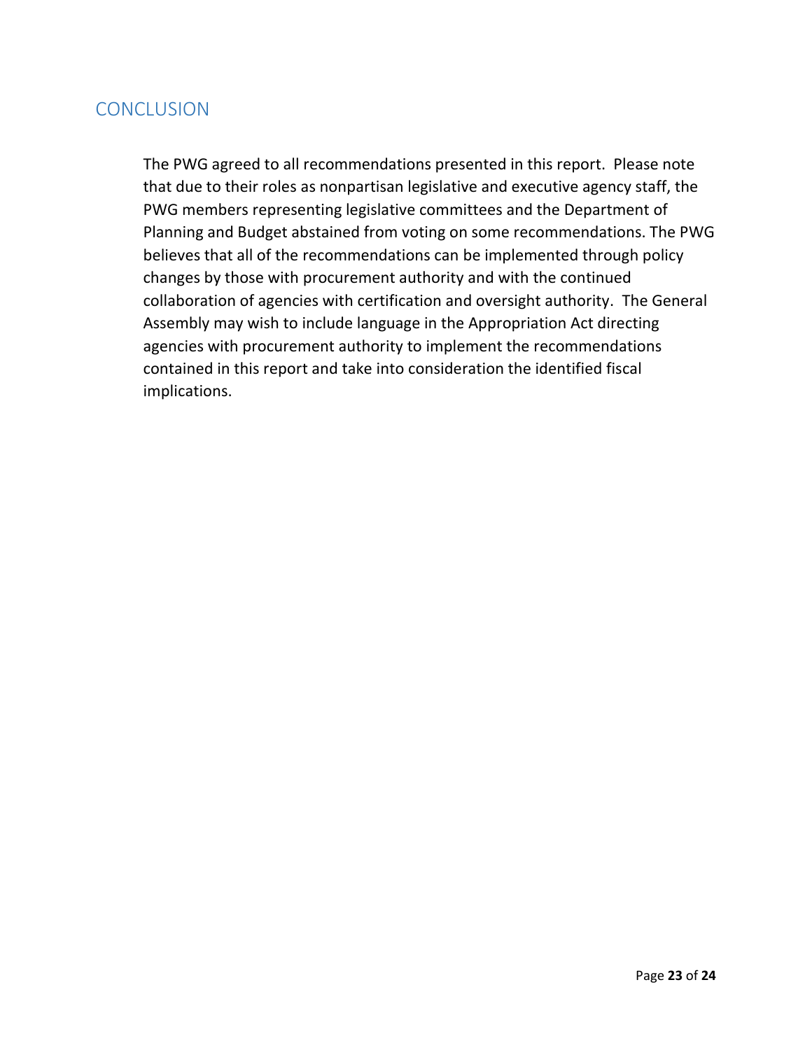## CONCLUSION

The PWG agreed to all recommendations presented in this report. Please note that due to their roles as nonpartisan legislative and executive agency staff, the PWG members representing legislative committees and the Department of Planning and Budget abstained from voting on some recommendations. The PWG believes that all of the recommendations can be implemented through policy changes by those with procurement authority and with the continued collaboration of agencies with certification and oversight authority. The General Assembly may wish to include language in the Appropriation Act directing agencies with procurement authority to implement the recommendations contained in this report and take into consideration the identified fiscal implications.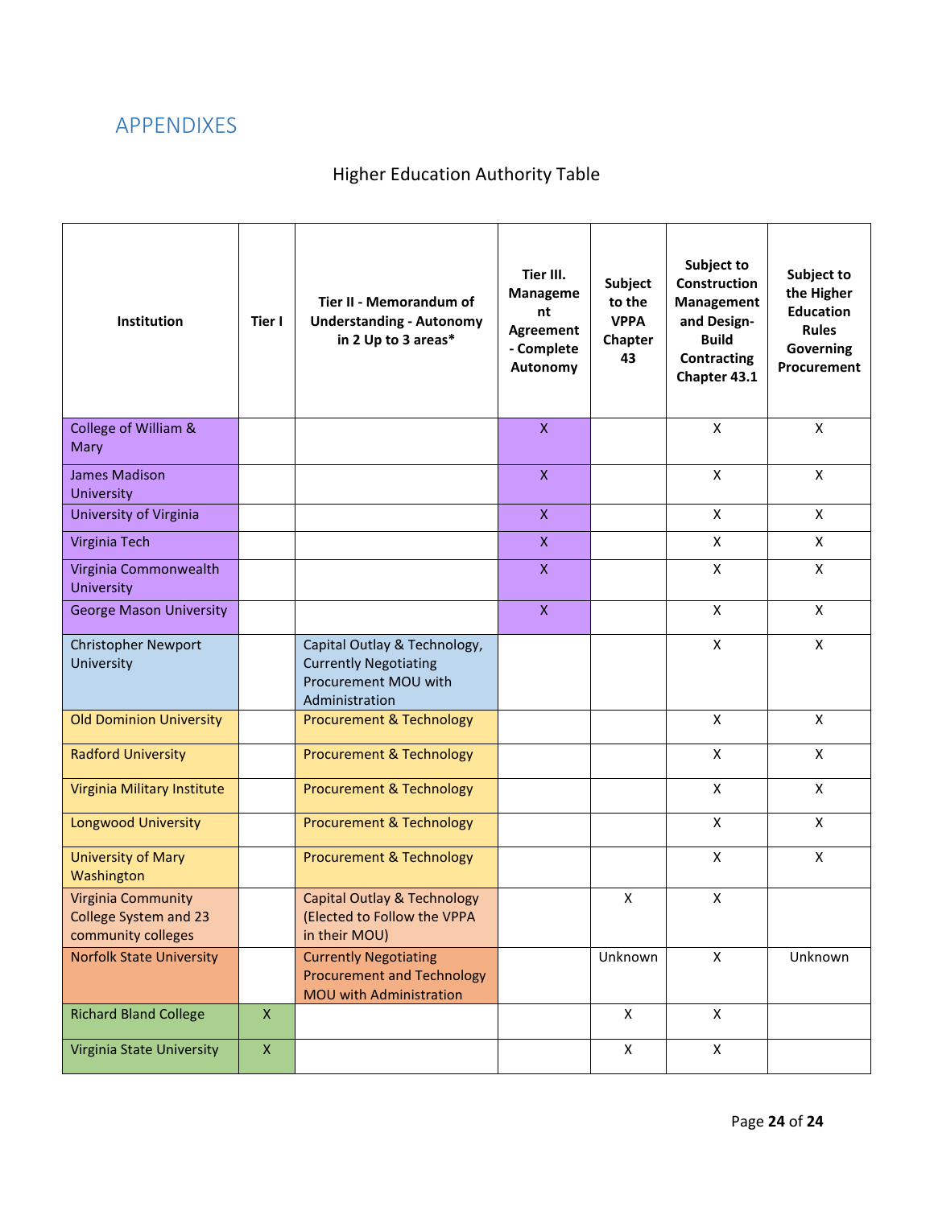## APPENDIXES

Higher Education Authority Table

| Institution | Tier I | Tier II - Memorandum of Understanding - Autonomy in 2 Up to 3 areas* | Tier III. Management Agreement - Complete Autonomy | Subject to the VPPA Chapter 43 | Subject to Construction Management and Design-Build Contracting Chapter 43.1 | Subject to the Higher Education Rules Governing Procurement |
|---|---|---|---|---|---|---|
| College of William & Mary | | | X | | X | X |
| James Madison University | | | X | | X | X |
| University of Virginia | | | X | | X | X |
| Virginia Tech | | | X | | X | X |
| Virginia Commonwealth University | | | X | | X | X |
| George Mason University | | | X | | X | X |
| Christopher Newport University | | Capital Outlay & Technology, Currently Negotiating Procurement MOU with Administration | | | X | X |
| Old Dominion University | | Procurement & Technology | | | X | X |
| Radford University | | Procurement & Technology | | | X | X |
| Virginia Military Institute | | Procurement & Technology | | | X | X |
| Longwood University | | Procurement & Technology | | | X | X |
| University of Mary Washington | | Procurement & Technology | | | X | X |
| Virginia Community College System and 23 community colleges | | Capital Outlay & Technology (Elected to Follow the VPPA in their MOU) | | X | X | |
| Norfolk State University | | Currently Negotiating Procurement and Technology MOU with Administration | | Unknown | X | Unknown |
| Richard Bland College | X | | | X | X | |
| Virginia State University | X | | | X | X | |